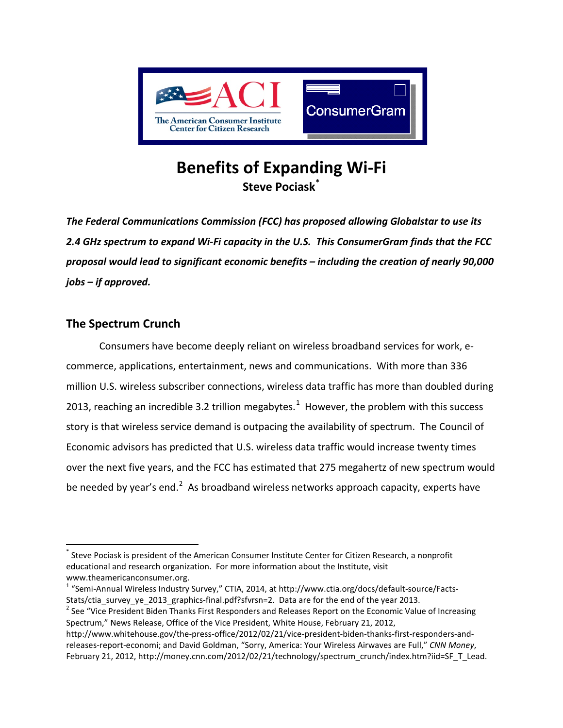ACI

The American Consumer Institute
Center for Citizen Research

ConsumerGram

# Benefits of Expanding Wi-Fi

**Steve Pociask**[*]

***The Federal Communications Commission (FCC) has proposed allowing Globalstar to use its 2.4 GHz spectrum to expand Wi-Fi capacity in the U.S. This ConsumerGram finds that the FCC proposal would lead to significant economic benefits – including the creation of nearly 90,000 jobs – if approved.***

## The Spectrum Crunch

Consumers have become deeply reliant on wireless broadband services for work, e-commerce, applications, entertainment, news and communications. With more than 336 million U.S. wireless subscriber connections, wireless data traffic has more than doubled during 2013, reaching an incredible 3.2 trillion megabytes.[1] However, the problem with this success story is that wireless service demand is outpacing the availability of spectrum. The Council of Economic advisors has predicted that U.S. wireless data traffic would increase twenty times over the next five years, and the FCC has estimated that 275 megahertz of new spectrum would be needed by year's end.[2] As broadband wireless networks approach capacity, experts have

---

[*] Steve Pociask is president of the American Consumer Institute Center for Citizen Research, a nonprofit educational and research organization. For more information about the Institute, visit www.theamericanconsumer.org.

[1] "Semi-Annual Wireless Industry Survey," CTIA, 2014, at http://www.ctia.org/docs/default-source/Facts-Stats/ctia_survey_ye_2013_graphics-final.pdf?sfvrsn=2. Data are for the end of the year 2013.

[2] See "Vice President Biden Thanks First Responders and Releases Report on the Economic Value of Increasing Spectrum," News Release, Office of the Vice President, White House, February 21, 2012, http://www.whitehouse.gov/the-press-office/2012/02/21/vice-president-biden-thanks-first-responders-and-releases-report-economi; and David Goldman, "Sorry, America: Your Wireless Airwaves are Full," *CNN Money*, February 21, 2012, http://money.cnn.com/2012/02/21/technology/spectrum_crunch/index.htm?iid=SF_T_Lead.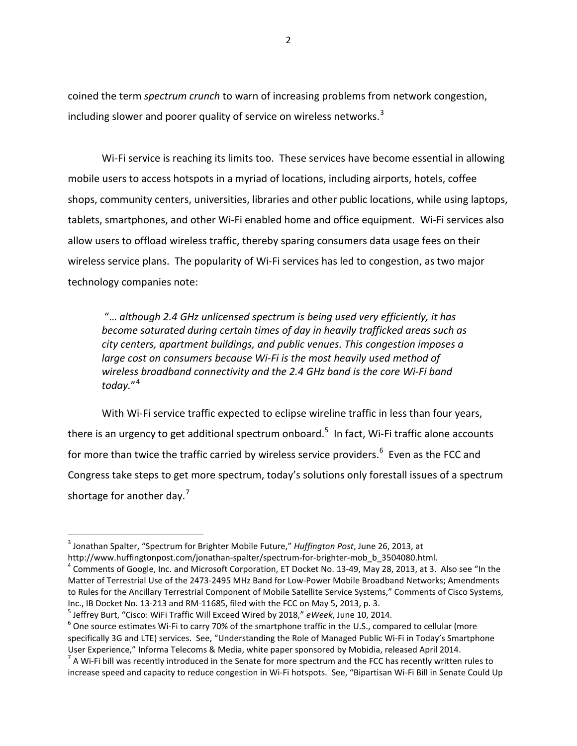coined the term *spectrum crunch* to warn of increasing problems from network congestion, including slower and poorer quality of service on wireless networks.[3]

Wi-Fi service is reaching its limits too. These services have become essential in allowing mobile users to access hotspots in a myriad of locations, including airports, hotels, coffee shops, community centers, universities, libraries and other public locations, while using laptops, tablets, smartphones, and other Wi-Fi enabled home and office equipment. Wi-Fi services also allow users to offload wireless traffic, thereby sparing consumers data usage fees on their wireless service plans. The popularity of Wi-Fi services has led to congestion, as two major technology companies note:

> "*… although 2.4 GHz unlicensed spectrum is being used very efficiently, it has become saturated during certain times of day in heavily trafficked areas such as city centers, apartment buildings, and public venues. This congestion imposes a large cost on consumers because Wi-Fi is the most heavily used method of wireless broadband connectivity and the 2.4 GHz band is the core Wi-Fi band today.*"[4]

With Wi-Fi service traffic expected to eclipse wireline traffic in less than four years, there is an urgency to get additional spectrum onboard.[5] In fact, Wi-Fi traffic alone accounts for more than twice the traffic carried by wireless service providers.[6] Even as the FCC and Congress take steps to get more spectrum, today's solutions only forestall issues of a spectrum shortage for another day.[7]

---

[3] Jonathan Spalter, "Spectrum for Brighter Mobile Future," *Huffington Post*, June 26, 2013, at http://www.huffingtonpost.com/jonathan-spalter/spectrum-for-brighter-mob_b_3504080.html.

[4] Comments of Google, Inc. and Microsoft Corporation, ET Docket No. 13-49, May 28, 2013, at 3. Also see "In the Matter of Terrestrial Use of the 2473-2495 MHz Band for Low-Power Mobile Broadband Networks; Amendments to Rules for the Ancillary Terrestrial Component of Mobile Satellite Service Systems," Comments of Cisco Systems, Inc., IB Docket No. 13-213 and RM-11685, filed with the FCC on May 5, 2013, p. 3.

[5] Jeffrey Burt, "Cisco: WiFi Traffic Will Exceed Wired by 2018," *eWeek*, June 10, 2014.

[6] One source estimates Wi-Fi to carry 70% of the smartphone traffic in the U.S., compared to cellular (more specifically 3G and LTE) services. See, "Understanding the Role of Managed Public Wi-Fi in Today's Smartphone User Experience," Informa Telecoms & Media, white paper sponsored by Mobidia, released April 2014.

[7] A Wi-Fi bill was recently introduced in the Senate for more spectrum and the FCC has recently written rules to increase speed and capacity to reduce congestion in Wi-Fi hotspots. See, "Bipartisan Wi-Fi Bill in Senate Could Up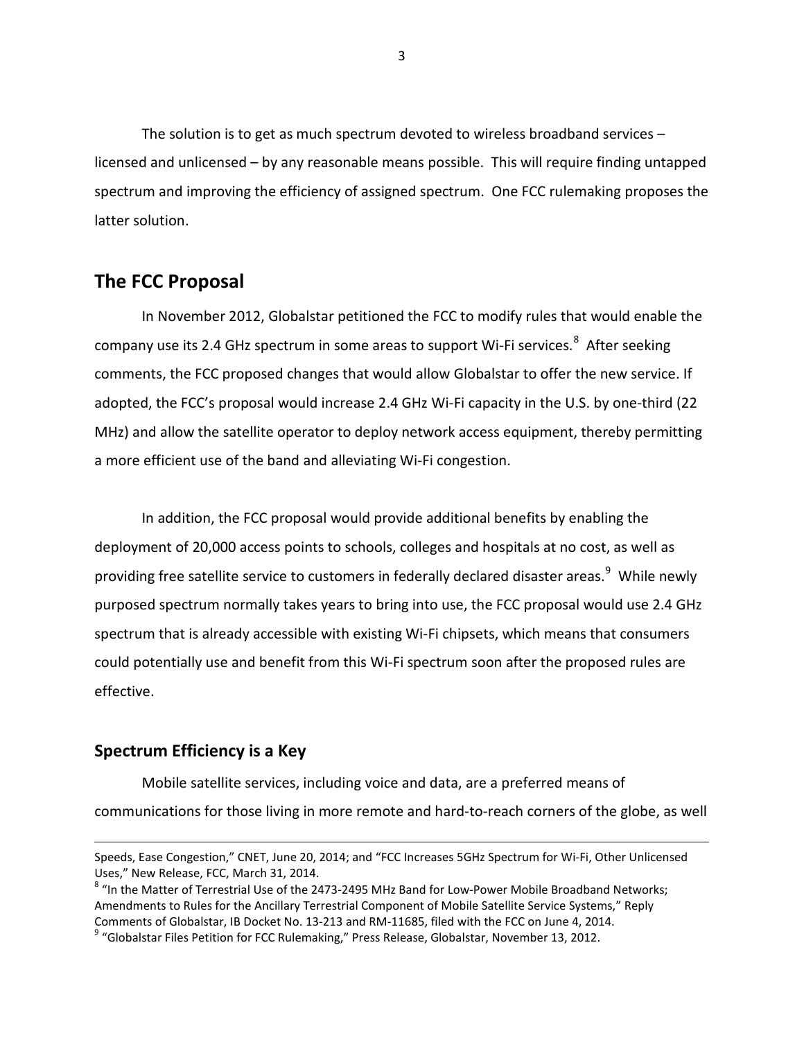The solution is to get as much spectrum devoted to wireless broadband services – licensed and unlicensed – by any reasonable means possible. This will require finding untapped spectrum and improving the efficiency of assigned spectrum. One FCC rulemaking proposes the latter solution.

## The FCC Proposal

In November 2012, Globalstar petitioned the FCC to modify rules that would enable the company use its 2.4 GHz spectrum in some areas to support Wi-Fi services.[8] After seeking comments, the FCC proposed changes that would allow Globalstar to offer the new service. If adopted, the FCC's proposal would increase 2.4 GHz Wi-Fi capacity in the U.S. by one-third (22 MHz) and allow the satellite operator to deploy network access equipment, thereby permitting a more efficient use of the band and alleviating Wi-Fi congestion.

In addition, the FCC proposal would provide additional benefits by enabling the deployment of 20,000 access points to schools, colleges and hospitals at no cost, as well as providing free satellite service to customers in federally declared disaster areas.[9] While newly purposed spectrum normally takes years to bring into use, the FCC proposal would use 2.4 GHz spectrum that is already accessible with existing Wi-Fi chipsets, which means that consumers could potentially use and benefit from this Wi-Fi spectrum soon after the proposed rules are effective.

### Spectrum Efficiency is a Key

Mobile satellite services, including voice and data, are a preferred means of communications for those living in more remote and hard-to-reach corners of the globe, as well

---

Speeds, Ease Congestion," CNET, June 20, 2014; and "FCC Increases 5GHz Spectrum for Wi-Fi, Other Unlicensed Uses," New Release, FCC, March 31, 2014.

[8] "In the Matter of Terrestrial Use of the 2473-2495 MHz Band for Low-Power Mobile Broadband Networks; Amendments to Rules for the Ancillary Terrestrial Component of Mobile Satellite Service Systems," Reply Comments of Globalstar, IB Docket No. 13-213 and RM-11685, filed with the FCC on June 4, 2014.

[9] "Globalstar Files Petition for FCC Rulemaking," Press Release, Globalstar, November 13, 2012.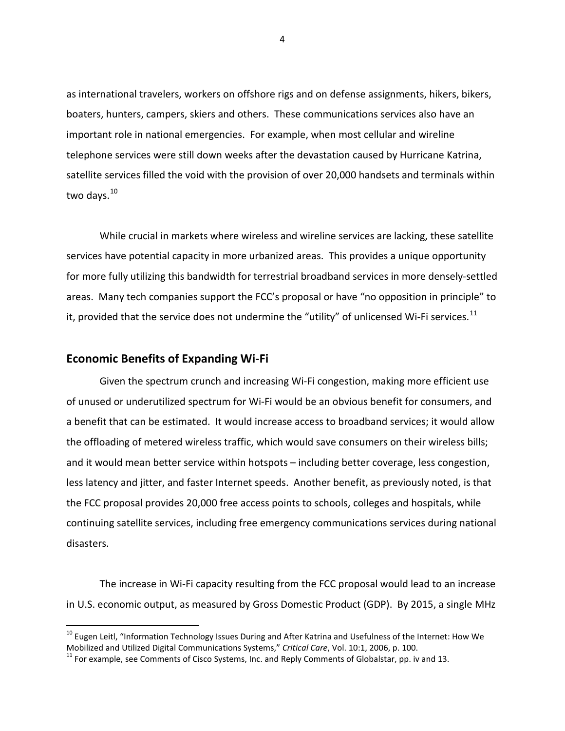as international travelers, workers on offshore rigs and on defense assignments, hikers, bikers, boaters, hunters, campers, skiers and others. These communications services also have an important role in national emergencies. For example, when most cellular and wireline telephone services were still down weeks after the devastation caused by Hurricane Katrina, satellite services filled the void with the provision of over 20,000 handsets and terminals within two days.[10]

While crucial in markets where wireless and wireline services are lacking, these satellite services have potential capacity in more urbanized areas. This provides a unique opportunity for more fully utilizing this bandwidth for terrestrial broadband services in more densely-settled areas. Many tech companies support the FCC's proposal or have "no opposition in principle" to it, provided that the service does not undermine the "utility" of unlicensed Wi-Fi services.[11]

## Economic Benefits of Expanding Wi-Fi

Given the spectrum crunch and increasing Wi-Fi congestion, making more efficient use of unused or underutilized spectrum for Wi-Fi would be an obvious benefit for consumers, and a benefit that can be estimated. It would increase access to broadband services; it would allow the offloading of metered wireless traffic, which would save consumers on their wireless bills; and it would mean better service within hotspots – including better coverage, less congestion, less latency and jitter, and faster Internet speeds. Another benefit, as previously noted, is that the FCC proposal provides 20,000 free access points to schools, colleges and hospitals, while continuing satellite services, including free emergency communications services during national disasters.

The increase in Wi-Fi capacity resulting from the FCC proposal would lead to an increase in U.S. economic output, as measured by Gross Domestic Product (GDP). By 2015, a single MHz

---

[10] Eugen Leitl, "Information Technology Issues During and After Katrina and Usefulness of the Internet: How We Mobilized and Utilized Digital Communications Systems," *Critical Care*, Vol. 10:1, 2006, p. 100.

[11] For example, see Comments of Cisco Systems, Inc. and Reply Comments of Globalstar, pp. iv and 13.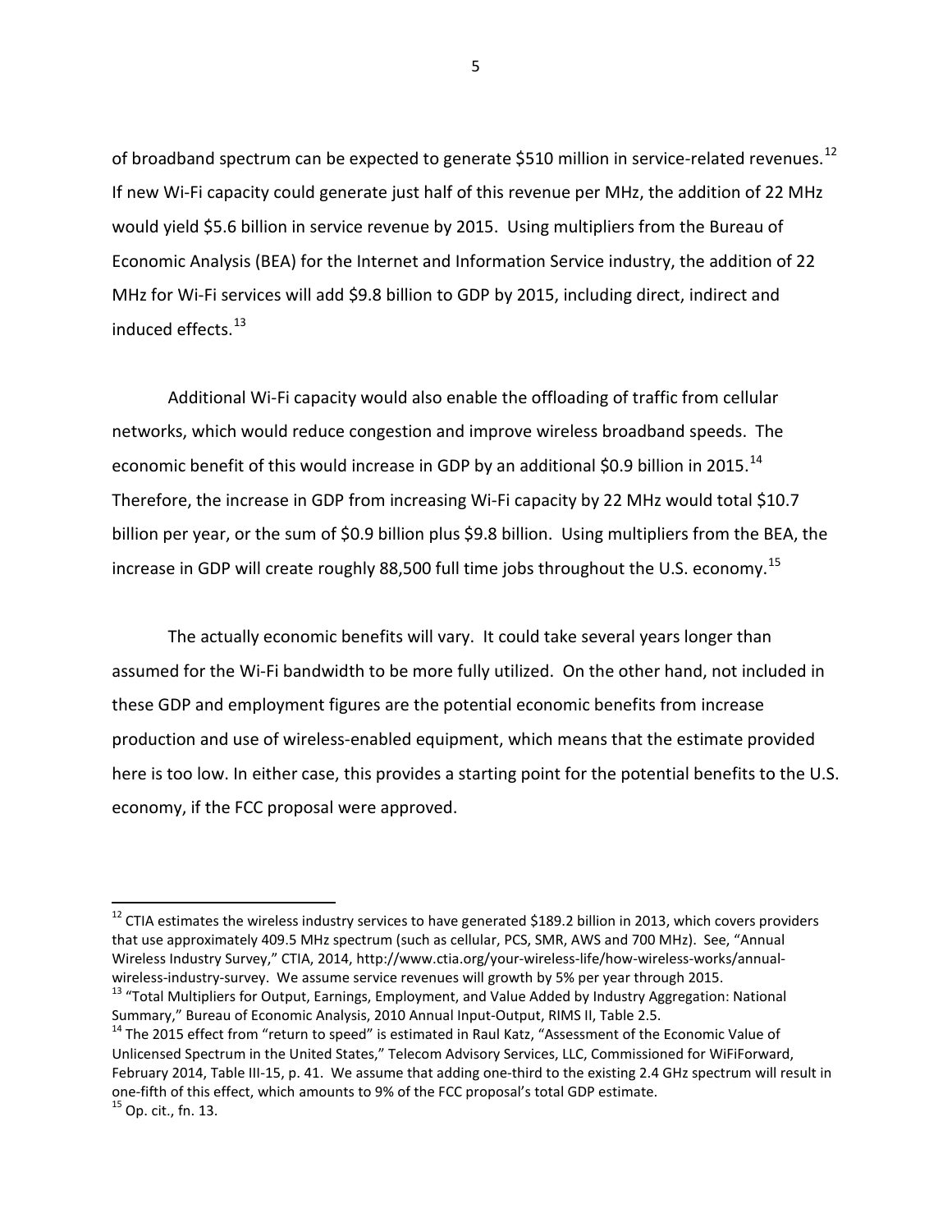of broadband spectrum can be expected to generate $510 million in service-related revenues.[12] If new Wi-Fi capacity could generate just half of this revenue per MHz, the addition of 22 MHz would yield $5.6 billion in service revenue by 2015. Using multipliers from the Bureau of Economic Analysis (BEA) for the Internet and Information Service industry, the addition of 22 MHz for Wi-Fi services will add $9.8 billion to GDP by 2015, including direct, indirect and induced effects.[13]

Additional Wi-Fi capacity would also enable the offloading of traffic from cellular networks, which would reduce congestion and improve wireless broadband speeds. The economic benefit of this would increase in GDP by an additional $0.9 billion in 2015.[14] Therefore, the increase in GDP from increasing Wi-Fi capacity by 22 MHz would total $10.7 billion per year, or the sum of $0.9 billion plus $9.8 billion. Using multipliers from the BEA, the increase in GDP will create roughly 88,500 full time jobs throughout the U.S. economy.[15]

The actually economic benefits will vary. It could take several years longer than assumed for the Wi-Fi bandwidth to be more fully utilized. On the other hand, not included in these GDP and employment figures are the potential economic benefits from increase production and use of wireless-enabled equipment, which means that the estimate provided here is too low. In either case, this provides a starting point for the potential benefits to the U.S. economy, if the FCC proposal were approved.

---

[12] CTIA estimates the wireless industry services to have generated $189.2 billion in 2013, which covers providers that use approximately 409.5 MHz spectrum (such as cellular, PCS, SMR, AWS and 700 MHz). See, "Annual Wireless Industry Survey," CTIA, 2014, http://www.ctia.org/your-wireless-life/how-wireless-works/annual-wireless-industry-survey. We assume service revenues will growth by 5% per year through 2015.

[13] "Total Multipliers for Output, Earnings, Employment, and Value Added by Industry Aggregation: National Summary," Bureau of Economic Analysis, 2010 Annual Input-Output, RIMS II, Table 2.5.

[14] The 2015 effect from "return to speed" is estimated in Raul Katz, "Assessment of the Economic Value of Unlicensed Spectrum in the United States," Telecom Advisory Services, LLC, Commissioned for WiFiForward, February 2014, Table III-15, p. 41. We assume that adding one-third to the existing 2.4 GHz spectrum will result in one-fifth of this effect, which amounts to 9% of the FCC proposal's total GDP estimate.

[15] Op. cit., fn. 13.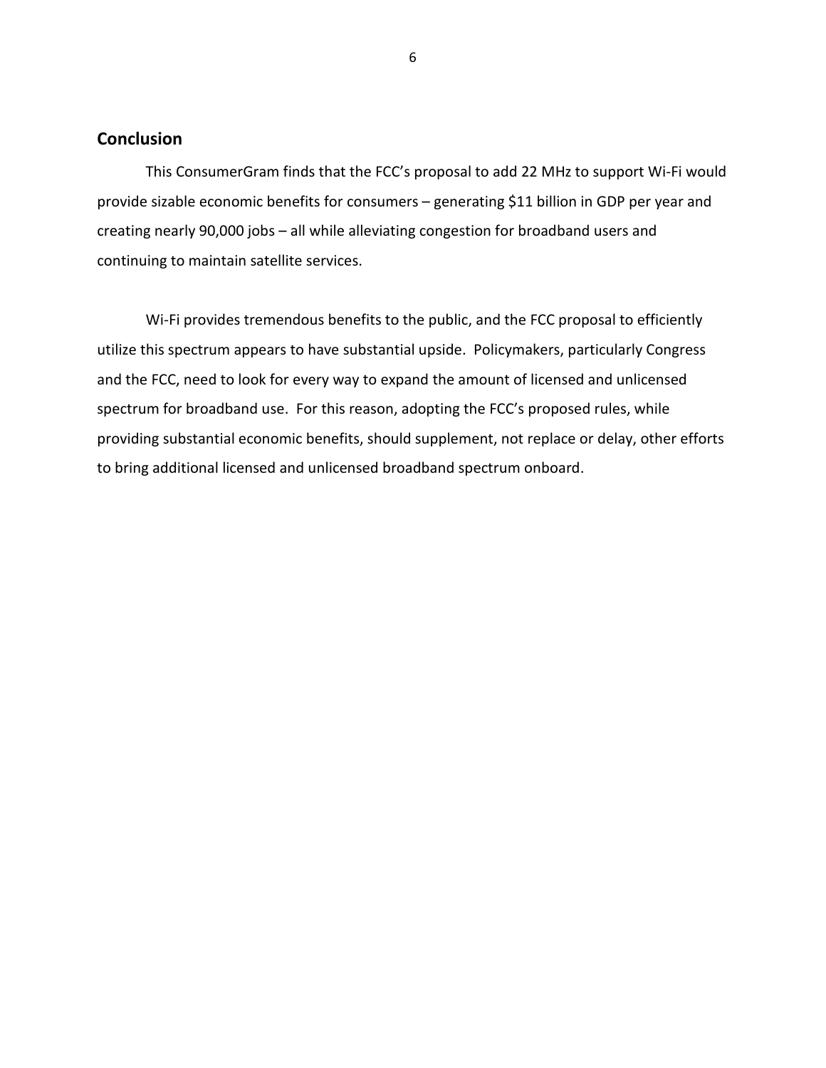## Conclusion

This ConsumerGram finds that the FCC's proposal to add 22 MHz to support Wi-Fi would provide sizable economic benefits for consumers – generating $11 billion in GDP per year and creating nearly 90,000 jobs – all while alleviating congestion for broadband users and continuing to maintain satellite services.

Wi-Fi provides tremendous benefits to the public, and the FCC proposal to efficiently utilize this spectrum appears to have substantial upside. Policymakers, particularly Congress and the FCC, need to look for every way to expand the amount of licensed and unlicensed spectrum for broadband use. For this reason, adopting the FCC's proposed rules, while providing substantial economic benefits, should supplement, not replace or delay, other efforts to bring additional licensed and unlicensed broadband spectrum onboard.